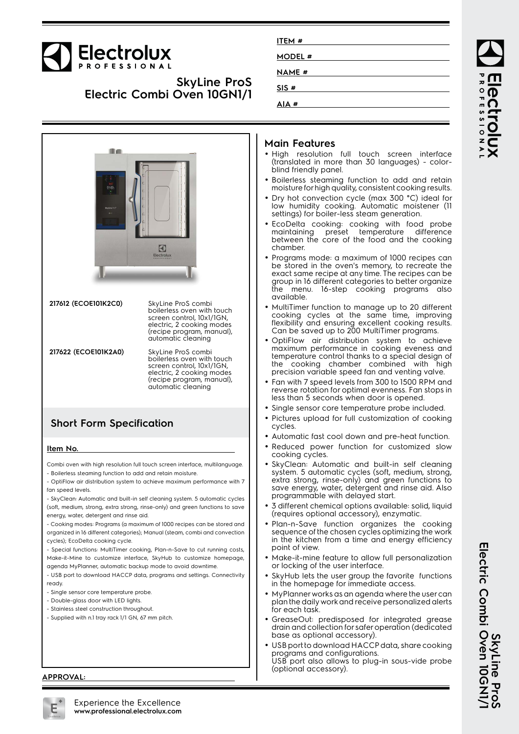# Electrolux PROFESSIONAL

## SkyLine ProS Electric Combi Oven 10GN1/1

ITEM #

MODEL #

NAME #

SIS #

AIA #

| | |
|---|---|
| **217612 (ECOE101K2C0)** | SkyLine ProS combi boilerless oven with touch screen control, 10x1/1GN, electric, 2 cooking modes (recipe program, manual), automatic cleaning |
| **217622 (ECOE101K2A0)** | SkyLine ProS combi boilerless oven with touch screen control, 10x1/1GN, electric, 2 cooking modes (recipe program, manual), automatic cleaning |

## Short Form Specification

**Item No.**

Combi oven with high resolution full touch screen interface, multilanguage.
- Boilerless steaming function to add and retain moisture.
- OptiFlow air distribution system to achieve maximum performance with 7 fan speed levels.
- SkyClean: Automatic and built-in self cleaning system. 5 automatic cycles (soft, medium, strong, extra strong, rinse-only) and green functions to save energy, water, detergent and rinse aid.
- Cooking modes: Programs (a maximum of 1000 recipes can be stored and organized in 16 different categories); Manual (steam, combi and convection cycles); EcoDelta cooking cycle.
- Special functions: MultiTimer cooking, Plan-n-Save to cut running costs, Make-it-Mine to customize interface, SkyHub to customize homepage, agenda MyPlanner, automatic backup mode to avoid downtime.
- USB port to download HACCP data, programs and settings. Connectivity ready.
- Single sensor core temperature probe.
- Double-glass door with LED lights.
- Stainless steel construction throughout.
- Supplied with n.1 tray rack 1/1 GN, 67 mm pitch.

**APPROVAL:**

## Main Features

- High resolution full touch screen interface (translated in more than 30 languages) - color-blind friendly panel.
- Boilerless steaming function to add and retain moisture for high quality, consistent cooking results.
- Dry hot convection cycle (max 300 °C) ideal for low humidity cooking. Automatic moistener (11 settings) for boiler-less steam generation.
- EcoDelta cooking: cooking with food probe maintaining preset temperature difference between the core of the food and the cooking chamber.
- Programs mode: a maximum of 1000 recipes can be stored in the oven's memory, to recreate the exact same recipe at any time. The recipes can be group in 16 different categories to better organize the menu. 16-step cooking programs also available.
- MultiTimer function to manage up to 20 different cooking cycles at the same time, improving flexibility and ensuring excellent cooking results. Can be saved up to 200 MultiTimer programs.
- OptiFlow air distribution system to achieve maximum performance in cooking eveness and temperature control thanks to a special design of the cooking chamber combined with high precision variable speed fan and venting valve.
- Fan with 7 speed levels from 300 to 1500 RPM and reverse rotation for optimal evenness. Fan stops in less than 5 seconds when door is opened.
- Single sensor core temperature probe included.
- Pictures upload for full customization of cooking cycles.
- Automatic fast cool down and pre-heat function.
- Reduced power function for customized slow cooking cycles.
- SkyClean: Automatic and built-in self cleaning system. 5 automatic cycles (soft, medium, strong, extra strong, rinse-only) and green functions to save energy, water, detergent and rinse aid. Also programmable with delayed start.
- 3 different chemical options available: solid, liquid (requires optional accessory), enzymatic.
- Plan-n-Save function organizes the cooking sequence of the chosen cycles optimizing the work in the kitchen from a time and energy efficiency point of view.
- Make-it-mine feature to allow full personalization or locking of the user interface.
- SkyHub lets the user group the favorite functions in the homepage for immediate access.
- MyPlanner works as an agenda where the user can plan the daily work and receive personalized alerts for each task.
- GreaseOut: predisposed for integrated grease drain and collection for safer operation (dedicated base as optional accessory).
- USB port to download HACCP data, share cooking programs and configurations.
  USB port also allows to plug-in sous-vide probe (optional accessory).

Experience the Excellence
**www.professional.electrolux.com**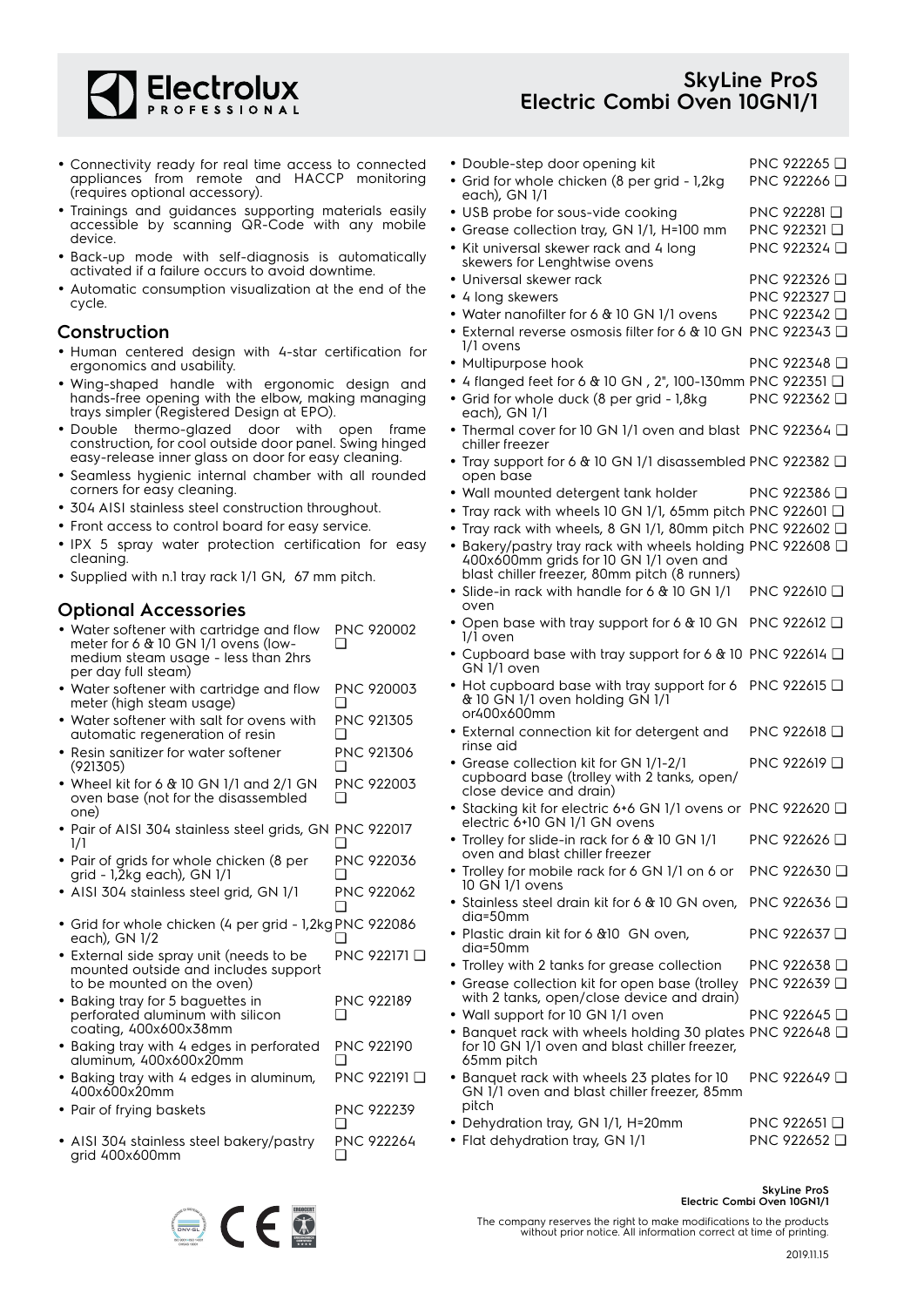- Connectivity ready for real time access to connected appliances from remote and HACCP monitoring (requires optional accessory).
- Trainings and guidances supporting materials easily accessible by scanning QR-Code with any mobile device.
- Back-up mode with self-diagnosis is automatically activated if a failure occurs to avoid downtime.
- Automatic consumption visualization at the end of the cycle.

## Construction

- Human centered design with 4-star certification for ergonomics and usability.
- Wing-shaped handle with ergonomic design and hands-free opening with the elbow, making managing trays simpler (Registered Design at EPO).
- Double thermo-glazed door with open frame construction, for cool outside door panel. Swing hinged easy-release inner glass on door for easy cleaning.
- Seamless hygienic internal chamber with all rounded corners for easy cleaning.
- 304 AISI stainless steel construction throughout.
- Front access to control board for easy service.
- IPX 5 spray water protection certification for easy cleaning.
- Supplied with n.1 tray rack 1/1 GN, 67 mm pitch.

## Optional Accessories

- Water softener with cartridge and flow meter for 6 & 10 GN 1/1 ovens (low-medium steam usage - less than 2hrs per day full steam) PNC 920002 ❑
- Water softener with cartridge and flow meter (high steam usage) PNC 920003 ❑
- Water softener with salt for ovens with automatic regeneration of resin PNC 921305 ❑
- Resin sanitizer for water softener (921305) PNC 921306 ❑
- Wheel kit for 6 & 10 GN 1/1 and 2/1 GN oven base (not for the disassembled one) PNC 922003 ❑
- Pair of AISI 304 stainless steel grids, GN 1/1 PNC 922017 ❑
- Pair of grids for whole chicken (8 per grid - 1,2kg each), GN 1/1 PNC 922036 ❑
- AISI 304 stainless steel grid, GN 1/1 PNC 922062 ❑
- Grid for whole chicken (4 per grid - 1,2kg each), GN 1/2 PNC 922086 ❑
- External side spray unit (needs to be mounted outside and includes support to be mounted on the oven) PNC 922171 ❑
- Baking tray for 5 baguettes in perforated aluminum with silicon coating, 400x600x38mm PNC 922189 ❑
- Baking tray with 4 edges in perforated aluminum, 400x600x20mm PNC 922190 ❑
- Baking tray with 4 edges in aluminum, 400x600x20mm PNC 922191 ❑
- Pair of frying baskets PNC 922239 ❑
- AISI 304 stainless steel bakery/pastry grid 400x600mm PNC 922264 ❑
- Double-step door opening kit PNC 922265 ❑
- Grid for whole chicken (8 per grid - 1,2kg each), GN 1/1 PNC 922266 ❑
- USB probe for sous-vide cooking PNC 922281 ❑
- Grease collection tray, GN 1/1, H=100 mm PNC 922321 ❑
- Kit universal skewer rack and 4 long skewers for Lenghtwise ovens PNC 922324 ❑
- Universal skewer rack PNC 922326 ❑
- 4 long skewers PNC 922327 ❑
- Water nanofilter for 6 & 10 GN 1/1 ovens PNC 922342 ❑
- External reverse osmosis filter for 6 & 10 GN 1/1 ovens PNC 922343 ❑
- Multipurpose hook PNC 922348 ❑
- 4 flanged feet for 6 & 10 GN , 2", 100-130mm PNC 922351 ❑
- Grid for whole duck (8 per grid - 1,8kg each), GN 1/1 PNC 922362 ❑
- Thermal cover for 10 GN 1/1 oven and blast chiller freezer PNC 922364 ❑
- Tray support for 6 & 10 GN 1/1 disassembled open base PNC 922382 ❑
- Wall mounted detergent tank holder PNC 922386 ❑
- Tray rack with wheels 10 GN 1/1, 65mm pitch PNC 922601 ❑
- Tray rack with wheels, 8 GN 1/1, 80mm pitch PNC 922602 ❑
- Bakery/pastry tray rack with wheels holding 400x600mm grids for 10 GN 1/1 oven and blast chiller freezer, 80mm pitch (8 runners) PNC 922608 ❑
- Slide-in rack with handle for 6 & 10 GN 1/1 oven PNC 922610 ❑
- Open base with tray support for 6 & 10 GN 1/1 oven PNC 922612 ❑
- Cupboard base with tray support for 6 & 10 GN 1/1 oven PNC 922614 ❑
- Hot cupboard base with tray support for 6 & 10 GN 1/1 oven holding GN 1/1 or400x600mm PNC 922615 ❑
- External connection kit for detergent and rinse aid PNC 922618 ❑
- Grease collection kit for GN 1/1-2/1 cupboard base (trolley with 2 tanks, open/close device and drain) PNC 922619 ❑
- Stacking kit for electric 6+6 GN 1/1 ovens or electric 6+10 GN 1/1 GN ovens PNC 922620 ❑
- Trolley for slide-in rack for 6 & 10 GN 1/1 oven and blast chiller freezer PNC 922626 ❑
- Trolley for mobile rack for 6 GN 1/1 on 6 or 10 GN 1/1 ovens PNC 922630 ❑
- Stainless steel drain kit for 6 & 10 GN oven, dia=50mm PNC 922636 ❑
- Plastic drain kit for 6 &10 GN oven, dia=50mm PNC 922637 ❑
- Trolley with 2 tanks for grease collection PNC 922638 ❑
- Grease collection kit for open base (trolley with 2 tanks, open/close device and drain) PNC 922639 ❑
- Wall support for 10 GN 1/1 oven PNC 922645 ❑
- Banquet rack with wheels holding 30 plates for 10 GN 1/1 oven and blast chiller freezer, 65mm pitch PNC 922648 ❑
- Banquet rack with wheels 23 plates for 10 GN 1/1 oven and blast chiller freezer, 85mm pitch PNC 922649 ❑
- Dehydration tray, GN 1/1, H=20mm PNC 922651 ❑
- Flat dehydration tray, GN 1/1 PNC 922652 ❑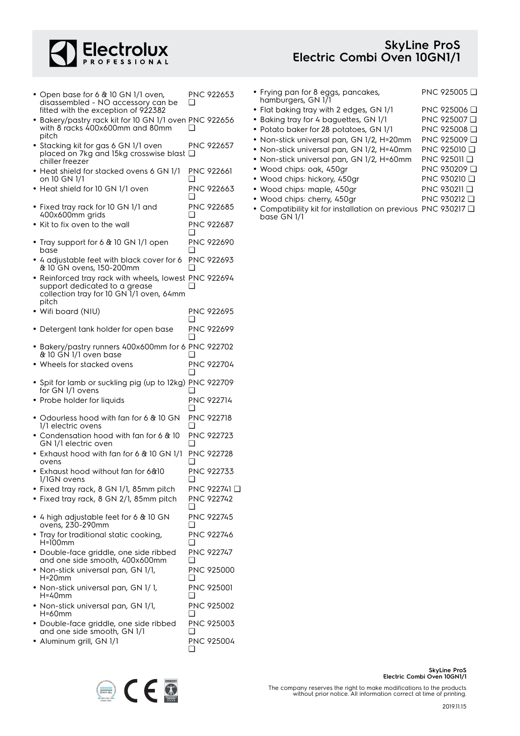- Open base for 6 & 10 GN 1/1 oven, disassembled - NO accessory can be fitted with the exception of 922382 PNC 922653 ❑
- Bakery/pastry rack kit for 10 GN 1/1 oven with 8 racks 400x600mm and 80mm pitch PNC 922656 ❑
- Stacking kit for gas 6 GN 1/1 oven placed on 7kg and 15kg crosswise blast chiller freezer PNC 922657 ❑
- Heat shield for stacked ovens 6 GN 1/1 on 10 GN 1/1 PNC 922661 ❑
- Heat shield for 10 GN 1/1 oven PNC 922663 ❑
- Fixed tray rack for 10 GN 1/1 and 400x600mm grids PNC 922685 ❑
- Kit to fix oven to the wall PNC 922687 ❑
- Tray support for 6 & 10 GN 1/1 open base PNC 922690 ❑
- 4 adjustable feet with black cover for 6 & 10 GN ovens, 150-200mm PNC 922693 ❑
- Reinforced tray rack with wheels, lowest support dedicated to a grease collection tray for 10 GN 1/1 oven, 64mm pitch PNC 922694 ❑
- Wifi board (NIU) PNC 922695 ❑
- Detergent tank holder for open base PNC 922699 ❑
- Bakery/pastry runners 400x600mm for 6 & 10 GN 1/1 oven base PNC 922702 ❑
- Wheels for stacked ovens PNC 922704 ❑
- Spit for lamb or suckling pig (up to 12kg) for GN 1/1 ovens PNC 922709 ❑
- Probe holder for liquids PNC 922714 ❑
- Odourless hood with fan for 6 & 10 GN 1/1 electric ovens PNC 922718 ❑
- Condensation hood with fan for 6 & 10 GN 1/1 electric oven PNC 922723 ❑
- Exhaust hood with fan for 6 & 10 GN 1/1 ovens PNC 922728 ❑
- Exhaust hood without fan for 6&10 1/1GN ovens PNC 922733 ❑
- Fixed tray rack, 8 GN 1/1, 85mm pitch PNC 922741 ❑
- Fixed tray rack, 8 GN 2/1, 85mm pitch PNC 922742 ❑
- 4 high adjustable feet for 6 & 10 GN ovens, 230-290mm PNC 922745 ❑
- Tray for traditional static cooking, H=100mm PNC 922746 ❑
- Double-face griddle, one side ribbed and one side smooth, 400x600mm PNC 922747 ❑
- Non-stick universal pan, GN 1/1, H=20mm PNC 925000 ❑
- Non-stick universal pan, GN 1/ 1, H=40mm PNC 925001 ❑
- Non-stick universal pan, GN 1/1, H=60mm PNC 925002 ❑
- Double-face griddle, one side ribbed and one side smooth, GN 1/1 PNC 925003 ❑
- Aluminum grill, GN 1/1 PNC 925004 ❑
- Frying pan for 8 eggs, pancakes, hamburgers, GN 1/1 PNC 925005 ❑
- Flat baking tray with 2 edges, GN 1/1 PNC 925006 ❑
- Baking tray for 4 baguettes, GN 1/1 PNC 925007 ❑
- Potato baker for 28 potatoes, GN 1/1 PNC 925008 ❑
- Non-stick universal pan, GN 1/2, H=20mm PNC 925009 ❑
- Non-stick universal pan, GN 1/2, H=40mm PNC 925010 ❑
- Non-stick universal pan, GN 1/2, H=60mm PNC 925011 ❑
- Wood chips: oak, 450gr PNC 930209 ❑
- Wood chips: hickory, 450gr PNC 930210 ❑
- Wood chips: maple, 450gr PNC 930211 ❑
- Wood chips: cherry, 450gr PNC 930212 ❑
- Compatibility kit for installation on previous base GN 1/1 PNC 930217 ❑

The company reserves the right to make modifications to the products without prior notice. All information correct at time of printing.

2019.11.15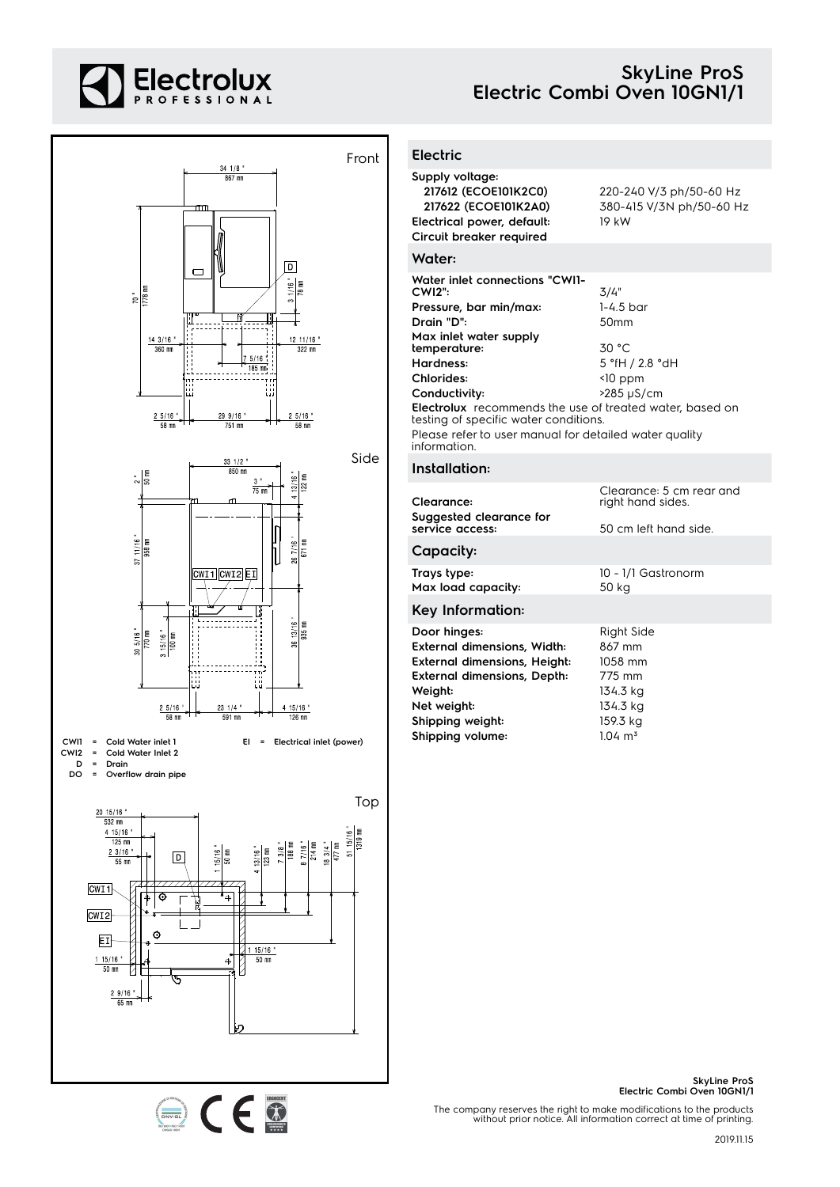# SkyLine ProS
## Electric Combi Oven 10GN1/1

Front

34 1/8 "
867 mm

70 "
1778 mm

D

3 1/16 "
78 mm

14 3/16 "
360 mm

12 11/16 "
322 mm

7 5/16 "
185 mm

2 5/16 "
58 mm

29 9/16 "
751 mm

2 5/16 "
58 mm

Side

33 1/2 "
850 mm

2 "
50 mm

3 "
75 mm

4 13/16 "
122 mm

37 11/16 "
958 mm

26 7/16 "
671 mm

CWI1 CWI2 EI

30 5/16 "
770 mm

3 15/16 "
100 mm

36 13/16 "
935 mm

2 5/16 "
58 mm

23 1/4 "
591 mm

4 15/16 "
126 mm

CWI1 = Cold Water inlet 1
CWI2 = Cold Water Inlet 2
D = Drain
DO = Overflow drain pipe
EI = Electrical inlet (power)

Top

20 15/16 "
532 mm

4 15/16 "
125 mm

2 3/16 "
55 mm

D

1 15/16 "
50 mm

4 13/16 "
123 mm

7 3/8 "
188 mm

8 7/16 "
214 mm

18 3/4 "
477 mm

51 15/16 "
1319 mm

CWI1

CWI2

EI

1 15/16 "
50 mm

1 15/16 "
50 mm

2 9/16 "
65 mm

### Electric

| | |
|---|---|
| **Supply voltage:** | |
| **217612 (ECOE101K2C0)** | 220-240 V/3 ph/50-60 Hz |
| **217622 (ECOE101K2A0)** | 380-415 V/3N ph/50-60 Hz |
| **Electrical power, default:** | 19 kW |
| **Circuit breaker required** | |

### Water:

| | |
|---|---|
| **Water inlet connections "CWI1-CWI2":** | 3/4" |
| **Pressure, bar min/max:** | 1-4.5 bar |
| **Drain "D":** | 50mm |
| **Max inlet water supply temperature:** | 30 °C |
| **Hardness:** | 5 °fH / 2.8 °dH |
| **Chlorides:** | <10 ppm |
| **Conductivity:** | >285 µS/cm |

**Electrolux** recommends the use of treated water, based on testing of specific water conditions.

Please refer to user manual for detailed water quality information.

### Installation:

| | |
|---|---|
| **Clearance:** | Clearance: 5 cm rear and right hand sides. |
| **Suggested clearance for service access:** | 50 cm left hand side. |

### Capacity:

| | |
|---|---|
| **Trays type:** | 10 - 1/1 Gastronorm |
| **Max load capacity:** | 50 kg |

### Key Information:

| | |
|---|---|
| **Door hinges:** | Right Side |
| **External dimensions, Width:** | 867 mm |
| **External dimensions, Height:** | 1058 mm |
| **External dimensions, Depth:** | 775 mm |
| **Weight:** | 134.3 kg |
| **Net weight:** | 134.3 kg |
| **Shipping weight:** | 159.3 kg |
| **Shipping volume:** | 1.04 m³ |

The company reserves the right to make modifications to the products without prior notice. All information correct at time of printing.

2019.11.15